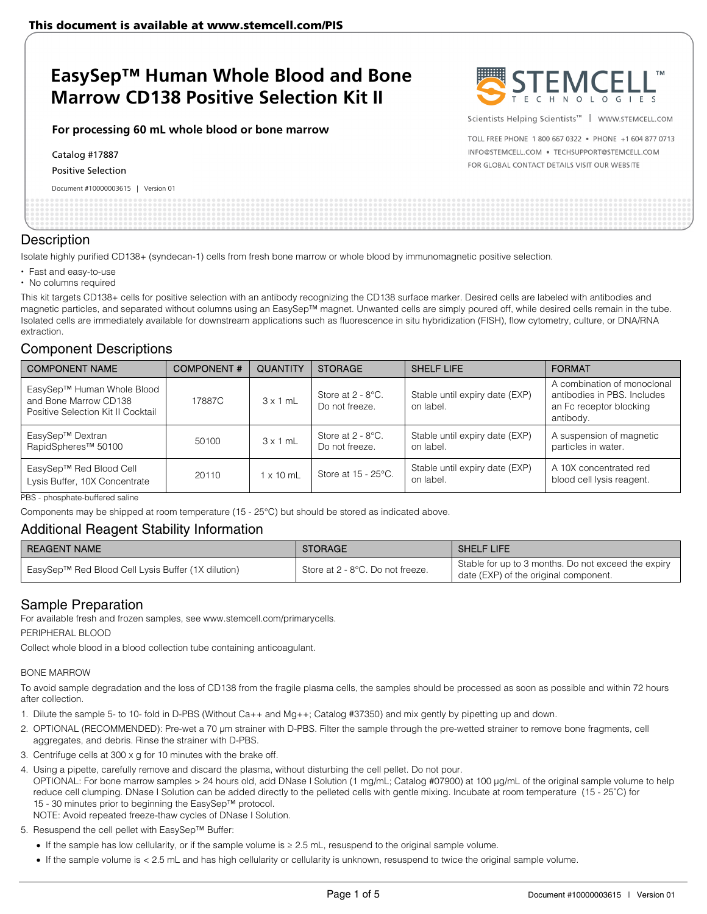This document is available at www.stemcell.com/PIS

# EasySep™ Human Whole Blood and Bone Marrow CD138 Positive Selection Kit II

**For processing 60 mL whole blood or bone marrow**

Catalog #17887

Positive Selection

Document #10000003615 | Version 01

STEMCELL TECHNOLOGIES

Scientists Helping Scientists™ | WWW.STEMCELL.COM

TOLL FREE PHONE 1 800 667 0322 • PHONE +1 604 877 0713
INFO@STEMCELL.COM • TECHSUPPORT@STEMCELL.COM
FOR GLOBAL CONTACT DETAILS VISIT OUR WEBSITE

## Description

Isolate highly purified CD138+ (syndecan-1) cells from fresh bone marrow or whole blood by immunomagnetic positive selection.

- Fast and easy-to-use
- No columns required

This kit targets CD138+ cells for positive selection with an antibody recognizing the CD138 surface marker. Desired cells are labeled with antibodies and magnetic particles, and separated without columns using an EasySep™ magnet. Unwanted cells are simply poured off, while desired cells remain in the tube. Isolated cells are immediately available for downstream applications such as fluorescence in situ hybridization (FISH), flow cytometry, culture, or DNA/RNA extraction.

## Component Descriptions

| COMPONENT NAME | COMPONENT # | QUANTITY | STORAGE | SHELF LIFE | FORMAT |
|---|---|---|---|---|---|
| EasySep™ Human Whole Blood and Bone Marrow CD138 Positive Selection Kit II Cocktail | 17887C | 3 x 1 mL | Store at 2 - 8°C. Do not freeze. | Stable until expiry date (EXP) on label. | A combination of monoclonal antibodies in PBS. Includes an Fc receptor blocking antibody. |
| EasySep™ Dextran RapidSpheres™ 50100 | 50100 | 3 x 1 mL | Store at 2 - 8°C. Do not freeze. | Stable until expiry date (EXP) on label. | A suspension of magnetic particles in water. |
| EasySep™ Red Blood Cell Lysis Buffer, 10X Concentrate | 20110 | 1 x 10 mL | Store at 15 - 25°C. | Stable until expiry date (EXP) on label. | A 10X concentrated red blood cell lysis reagent. |

PBS - phosphate-buffered saline

Components may be shipped at room temperature (15 - 25°C) but should be stored as indicated above.

## Additional Reagent Stability Information

| REAGENT NAME | STORAGE | SHELF LIFE |
|---|---|---|
| EasySep™ Red Blood Cell Lysis Buffer (1X dilution) | Store at 2 - 8°C. Do not freeze. | Stable for up to 3 months. Do not exceed the expiry date (EXP) of the original component. |

## Sample Preparation

For available fresh and frozen samples, see www.stemcell.com/primarycells.

PERIPHERAL BLOOD

Collect whole blood in a blood collection tube containing anticoagulant.

BONE MARROW

To avoid sample degradation and the loss of CD138 from the fragile plasma cells, the samples should be processed as soon as possible and within 72 hours after collection.

1. Dilute the sample 5- to 10- fold in D-PBS (Without Ca++ and Mg++; Catalog #37350) and mix gently by pipetting up and down.
2. OPTIONAL (RECOMMENDED): Pre-wet a 70 µm strainer with D-PBS. Filter the sample through the pre-wetted strainer to remove bone fragments, cell aggregates, and debris. Rinse the strainer with D-PBS.
3. Centrifuge cells at 300 x g for 10 minutes with the brake off.
4. Using a pipette, carefully remove and discard the plasma, without disturbing the cell pellet. Do not pour.
   OPTIONAL: For bone marrow samples > 24 hours old, add DNase I Solution (1 mg/mL; Catalog #07900) at 100 µg/mL of the original sample volume to help reduce cell clumping. DNase I Solution can be added directly to the pelleted cells with gentle mixing. Incubate at room temperature (15 - 25˚C) for 15 - 30 minutes prior to beginning the EasySep™ protocol.
   NOTE: Avoid repeated freeze-thaw cycles of DNase I Solution.
5. Resuspend the cell pellet with EasySep™ Buffer:
   - If the sample has low cellularity, or if the sample volume is ≥ 2.5 mL, resuspend to the original sample volume.
   - If the sample volume is < 2.5 mL and has high cellularity or cellularity is unknown, resuspend to twice the original sample volume.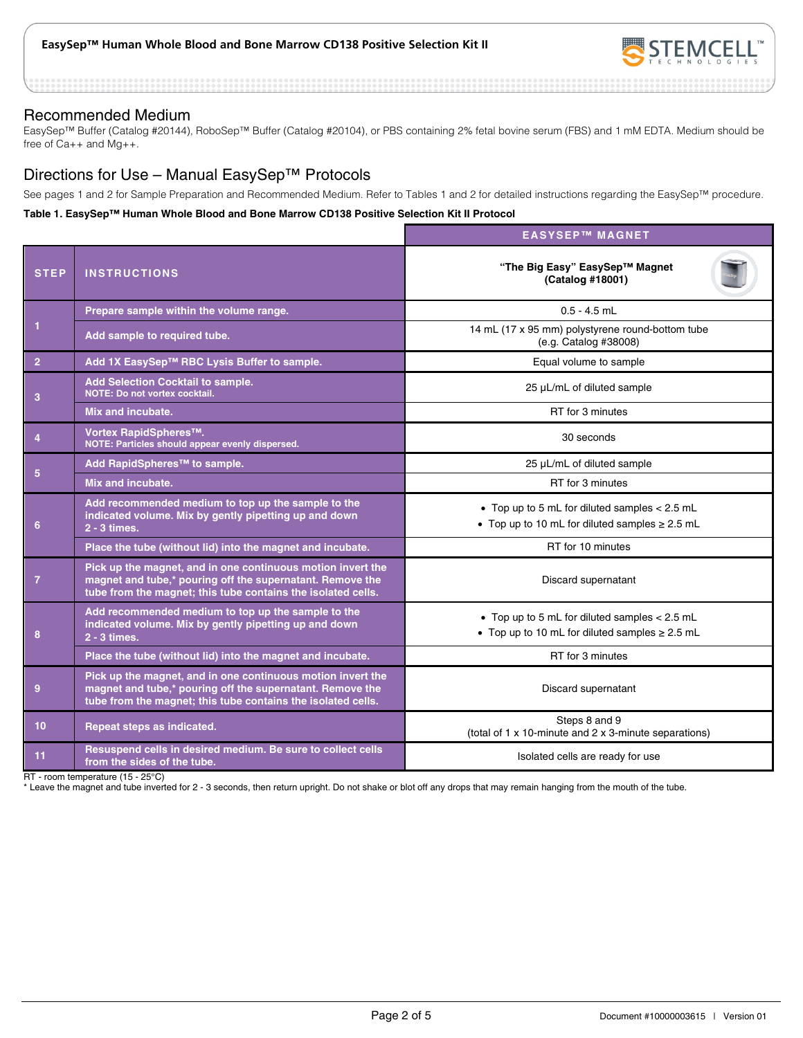## Recommended Medium

EasySep™ Buffer (Catalog #20144), RoboSep™ Buffer (Catalog #20104), or PBS containing 2% fetal bovine serum (FBS) and 1 mM EDTA. Medium should be free of Ca++ and Mg++.

## Directions for Use – Manual EasySep™ Protocols

See pages 1 and 2 for Sample Preparation and Recommended Medium. Refer to Tables 1 and 2 for detailed instructions regarding the EasySep™ procedure.

**Table 1. EasySep™ Human Whole Blood and Bone Marrow CD138 Positive Selection Kit II Protocol**

| STEP | INSTRUCTIONS | EASYSEP™ MAGNET: "The Big Easy" EasySep™ Magnet (Catalog #18001) |
|---|---|---|
| 1 | Prepare sample within the volume range. | 0.5 - 4.5 mL |
| | Add sample to required tube. | 14 mL (17 x 95 mm) polystyrene round-bottom tube (e.g. Catalog #38008) |
| 2 | Add 1X EasySep™ RBC Lysis Buffer to sample. | Equal volume to sample |
| 3 | Add Selection Cocktail to sample. NOTE: Do not vortex cocktail. | 25 µL/mL of diluted sample |
| | Mix and incubate. | RT for 3 minutes |
| 4 | Vortex RapidSpheres™. NOTE: Particles should appear evenly dispersed. | 30 seconds |
| 5 | Add RapidSpheres™ to sample. | 25 µL/mL of diluted sample |
| | Mix and incubate. | RT for 3 minutes |
| 6 | Add recommended medium to top up the sample to the indicated volume. Mix by gently pipetting up and down 2 - 3 times. | • Top up to 5 mL for diluted samples < 2.5 mL<br>• Top up to 10 mL for diluted samples ≥ 2.5 mL |
| | Place the tube (without lid) into the magnet and incubate. | RT for 10 minutes |
| 7 | Pick up the magnet, and in one continuous motion invert the magnet and tube,* pouring off the supernatant. Remove the tube from the magnet; this tube contains the isolated cells. | Discard supernatant |
| 8 | Add recommended medium to top up the sample to the indicated volume. Mix by gently pipetting up and down 2 - 3 times. | • Top up to 5 mL for diluted samples < 2.5 mL<br>• Top up to 10 mL for diluted samples ≥ 2.5 mL |
| | Place the tube (without lid) into the magnet and incubate. | RT for 3 minutes |
| 9 | Pick up the magnet, and in one continuous motion invert the magnet and tube,* pouring off the supernatant. Remove the tube from the magnet; this tube contains the isolated cells. | Discard supernatant |
| 10 | Repeat steps as indicated. | Steps 8 and 9 (total of 1 x 10-minute and 2 x 3-minute separations) |
| 11 | Resuspend cells in desired medium. Be sure to collect cells from the sides of the tube. | Isolated cells are ready for use |

RT - room temperature (15 - 25°C)
* Leave the magnet and tube inverted for 2 - 3 seconds, then return upright. Do not shake or blot off any drops that may remain hanging from the mouth of the tube.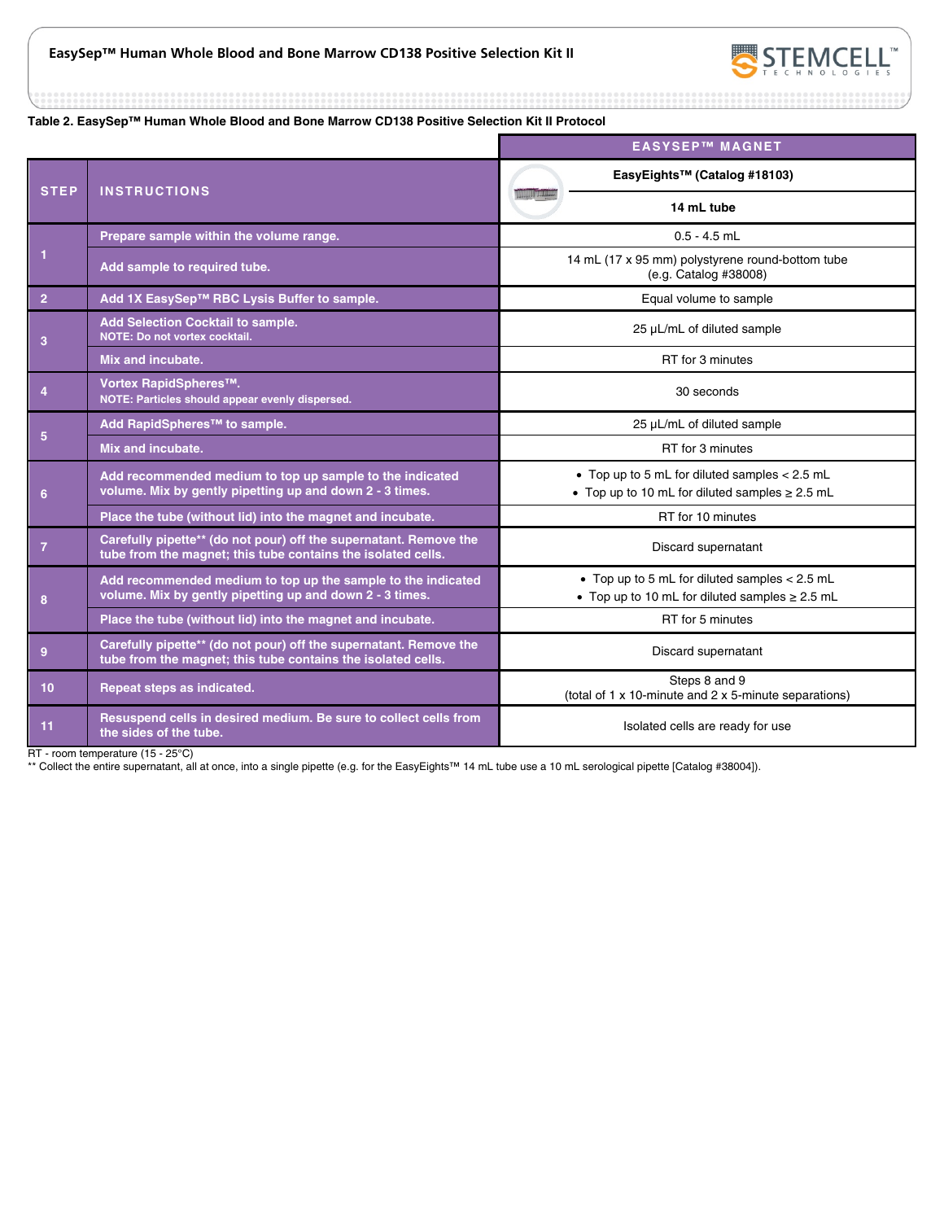**Table 2. EasySep™ Human Whole Blood and Bone Marrow CD138 Positive Selection Kit II Protocol**

| STEP | INSTRUCTIONS | EASYSEP™ MAGNET<br>EasyEights™ (Catalog #18103)<br>14 mL tube |
|---|---|---|
| 1 | Prepare sample within the volume range. | 0.5 - 4.5 mL |
| | Add sample to required tube. | 14 mL (17 x 95 mm) polystyrene round-bottom tube (e.g. Catalog #38008) |
| 2 | Add 1X EasySep™ RBC Lysis Buffer to sample. | Equal volume to sample |
| 3 | Add Selection Cocktail to sample.<br>NOTE: Do not vortex cocktail. | 25 µL/mL of diluted sample |
| | Mix and incubate. | RT for 3 minutes |
| 4 | Vortex RapidSpheres™.<br>NOTE: Particles should appear evenly dispersed. | 30 seconds |
| 5 | Add RapidSpheres™ to sample. | 25 µL/mL of diluted sample |
| | Mix and incubate. | RT for 3 minutes |
| 6 | Add recommended medium to top up sample to the indicated volume. Mix by gently pipetting up and down 2 - 3 times. | • Top up to 5 mL for diluted samples < 2.5 mL<br>• Top up to 10 mL for diluted samples ≥ 2.5 mL |
| | Place the tube (without lid) into the magnet and incubate. | RT for 10 minutes |
| 7 | Carefully pipette** (do not pour) off the supernatant. Remove the tube from the magnet; this tube contains the isolated cells. | Discard supernatant |
| 8 | Add recommended medium to top up the sample to the indicated volume. Mix by gently pipetting up and down 2 - 3 times. | • Top up to 5 mL for diluted samples < 2.5 mL<br>• Top up to 10 mL for diluted samples ≥ 2.5 mL |
| | Place the tube (without lid) into the magnet and incubate. | RT for 5 minutes |
| 9 | Carefully pipette** (do not pour) off the supernatant. Remove the tube from the magnet; this tube contains the isolated cells. | Discard supernatant |
| 10 | Repeat steps as indicated. | Steps 8 and 9<br>(total of 1 x 10-minute and 2 x 5-minute separations) |
| 11 | Resuspend cells in desired medium. Be sure to collect cells from the sides of the tube. | Isolated cells are ready for use |

RT - room temperature (15 - 25°C)

** Collect the entire supernatant, all at once, into a single pipette (e.g. for the EasyEights™ 14 mL tube use a 10 mL serological pipette [Catalog #38004]).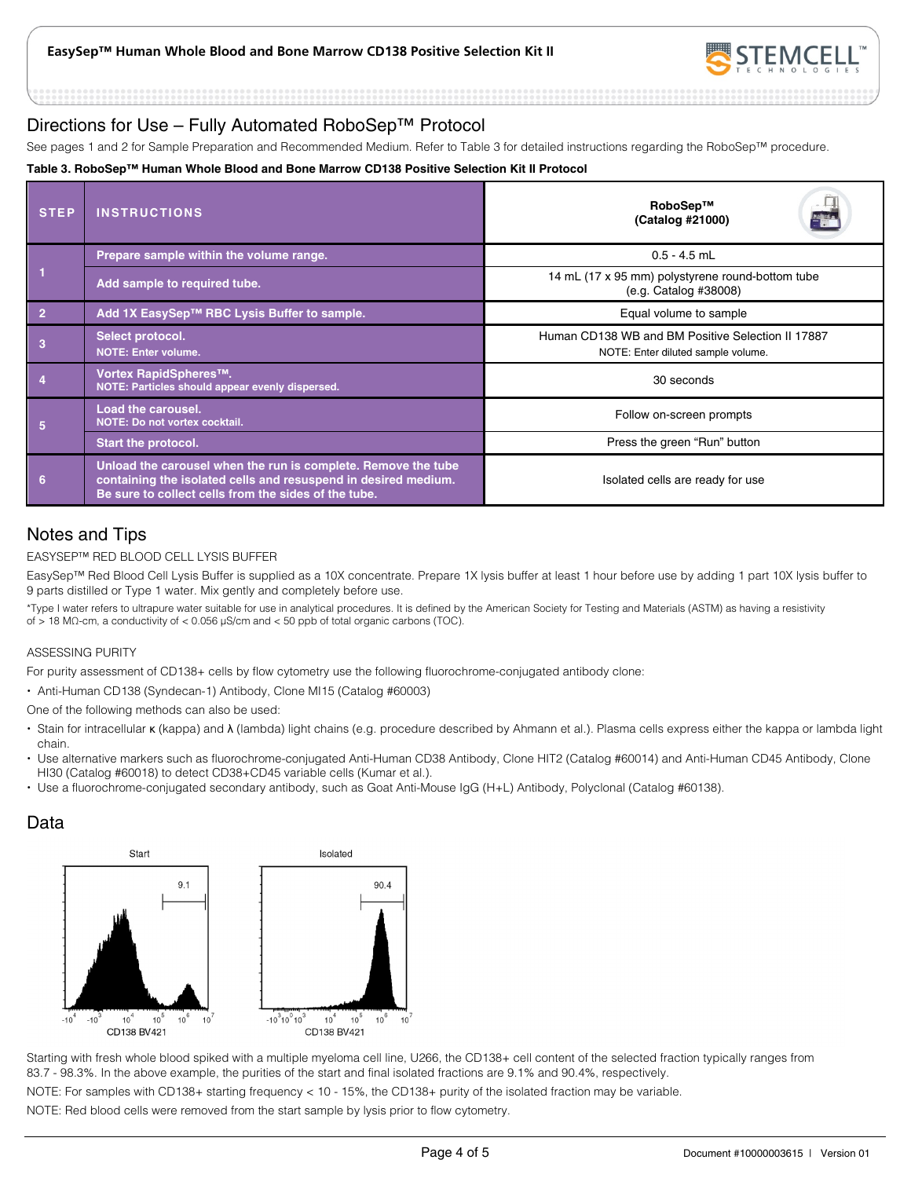## Directions for Use – Fully Automated RoboSep™ Protocol

See pages 1 and 2 for Sample Preparation and Recommended Medium. Refer to Table 3 for detailed instructions regarding the RoboSep™ procedure.

**Table 3. RoboSep™ Human Whole Blood and Bone Marrow CD138 Positive Selection Kit II Protocol**

| STEP | INSTRUCTIONS | RoboSep™ (Catalog #21000) |
|---|---|---|
| 1 | Prepare sample within the volume range. | 0.5 - 4.5 mL |
| | Add sample to required tube. | 14 mL (17 x 95 mm) polystyrene round-bottom tube (e.g. Catalog #38008) |
| 2 | Add 1X EasySep™ RBC Lysis Buffer to sample. | Equal volume to sample |
| 3 | Select protocol. NOTE: Enter volume. | Human CD138 WB and BM Positive Selection II 17887 NOTE: Enter diluted sample volume. |
| 4 | Vortex RapidSpheres™. NOTE: Particles should appear evenly dispersed. | 30 seconds |
| 5 | Load the carousel. NOTE: Do not vortex cocktail. | Follow on-screen prompts |
| | Start the protocol. | Press the green "Run" button |
| 6 | Unload the carousel when the run is complete. Remove the tube containing the isolated cells and resuspend in desired medium. Be sure to collect cells from the sides of the tube. | Isolated cells are ready for use |

## Notes and Tips

EASYSEP™ RED BLOOD CELL LYSIS BUFFER

EasySep™ Red Blood Cell Lysis Buffer is supplied as a 10X concentrate. Prepare 1X lysis buffer at least 1 hour before use by adding 1 part 10X lysis buffer to 9 parts distilled or Type 1 water. Mix gently and completely before use.

*Type I water refers to ultrapure water suitable for use in analytical procedures. It is defined by the American Society for Testing and Materials (ASTM) as having a resistivity of > 18 MΩ-cm, a conductivity of < 0.056 µS/cm and < 50 ppb of total organic carbons (TOC).

ASSESSING PURITY

For purity assessment of CD138+ cells by flow cytometry use the following fluorochrome-conjugated antibody clone:

- Anti-Human CD138 (Syndecan-1) Antibody, Clone MI15 (Catalog #60003)

One of the following methods can also be used:

- Stain for intracellular κ (kappa) and λ (lambda) light chains (e.g. procedure described by Ahmann et al.). Plasma cells express either the kappa or lambda light chain.
- Use alternative markers such as fluorochrome-conjugated Anti-Human CD38 Antibody, Clone HIT2 (Catalog #60014) and Anti-Human CD45 Antibody, Clone HI30 (Catalog #60018) to detect CD38+CD45 variable cells (Kumar et al.).
- Use a fluorochrome-conjugated secondary antibody, such as Goat Anti-Mouse IgG (H+L) Antibody, Polyclonal (Catalog #60138).

## Data

Start: 9.1 — Isolated: 90.4 (CD138 BV421)

Starting with fresh whole blood spiked with a multiple myeloma cell line, U266, the CD138+ cell content of the selected fraction typically ranges from 83.7 - 98.3%. In the above example, the purities of the start and final isolated fractions are 9.1% and 90.4%, respectively.

NOTE: For samples with CD138+ starting frequency < 10 - 15%, the CD138+ purity of the isolated fraction may be variable.

NOTE: Red blood cells were removed from the start sample by lysis prior to flow cytometry.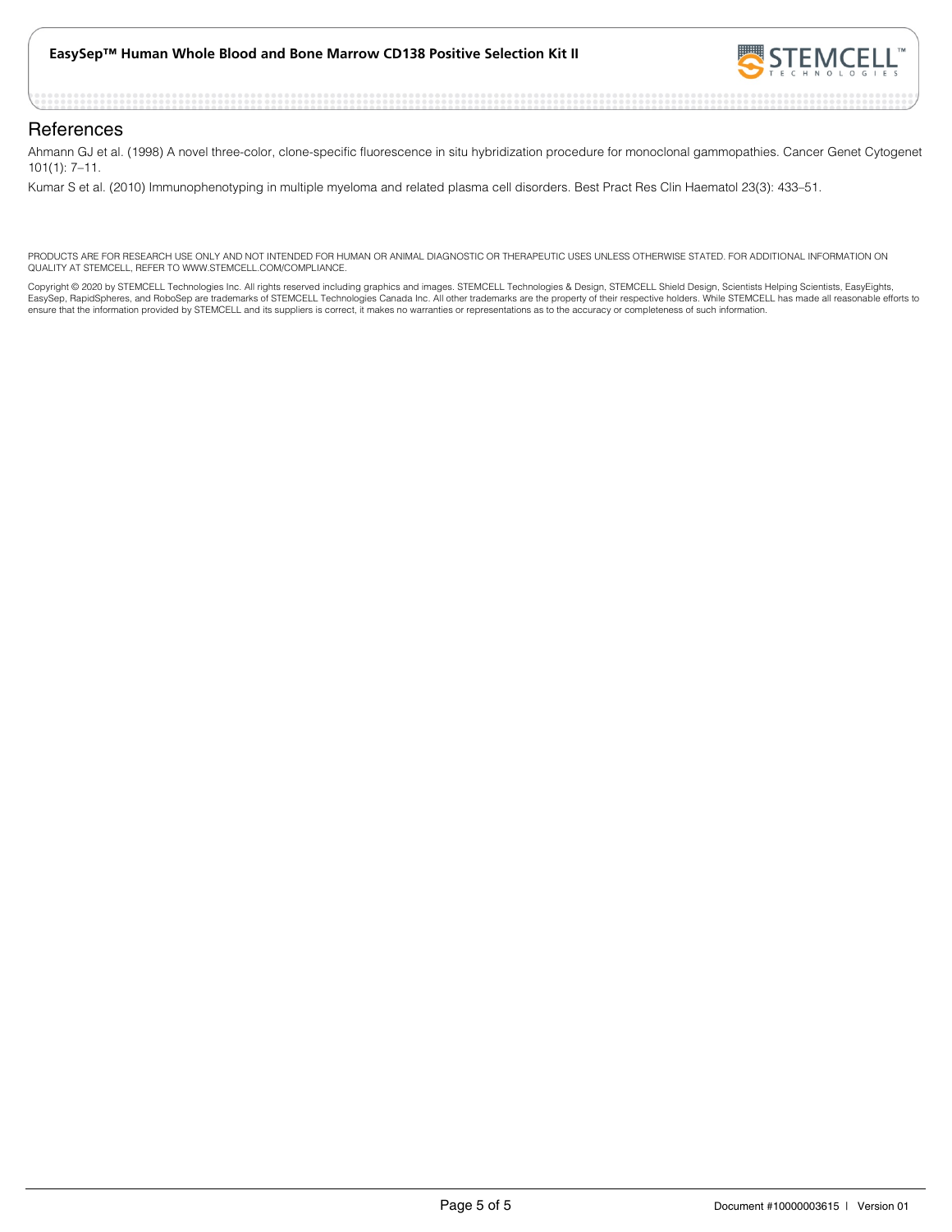## References

Ahmann GJ et al. (1998) A novel three-color, clone-specific fluorescence in situ hybridization procedure for monoclonal gammopathies. Cancer Genet Cytogenet 101(1): 7–11.

Kumar S et al. (2010) Immunophenotyping in multiple myeloma and related plasma cell disorders. Best Pract Res Clin Haematol 23(3): 433–51.

PRODUCTS ARE FOR RESEARCH USE ONLY AND NOT INTENDED FOR HUMAN OR ANIMAL DIAGNOSTIC OR THERAPEUTIC USES UNLESS OTHERWISE STATED. FOR ADDITIONAL INFORMATION ON QUALITY AT STEMCELL, REFER TO WWW.STEMCELL.COM/COMPLIANCE.

Copyright © 2020 by STEMCELL Technologies Inc. All rights reserved including graphics and images. STEMCELL Technologies & Design, STEMCELL Shield Design, Scientists Helping Scientists, EasyEights, EasySep, RapidSpheres, and RoboSep are trademarks of STEMCELL Technologies Canada Inc. All other trademarks are the property of their respective holders. While STEMCELL has made all reasonable efforts to ensure that the information provided by STEMCELL and its suppliers is correct, it makes no warranties or representations as to the accuracy or completeness of such information.

Document #10000003615 | Version 01